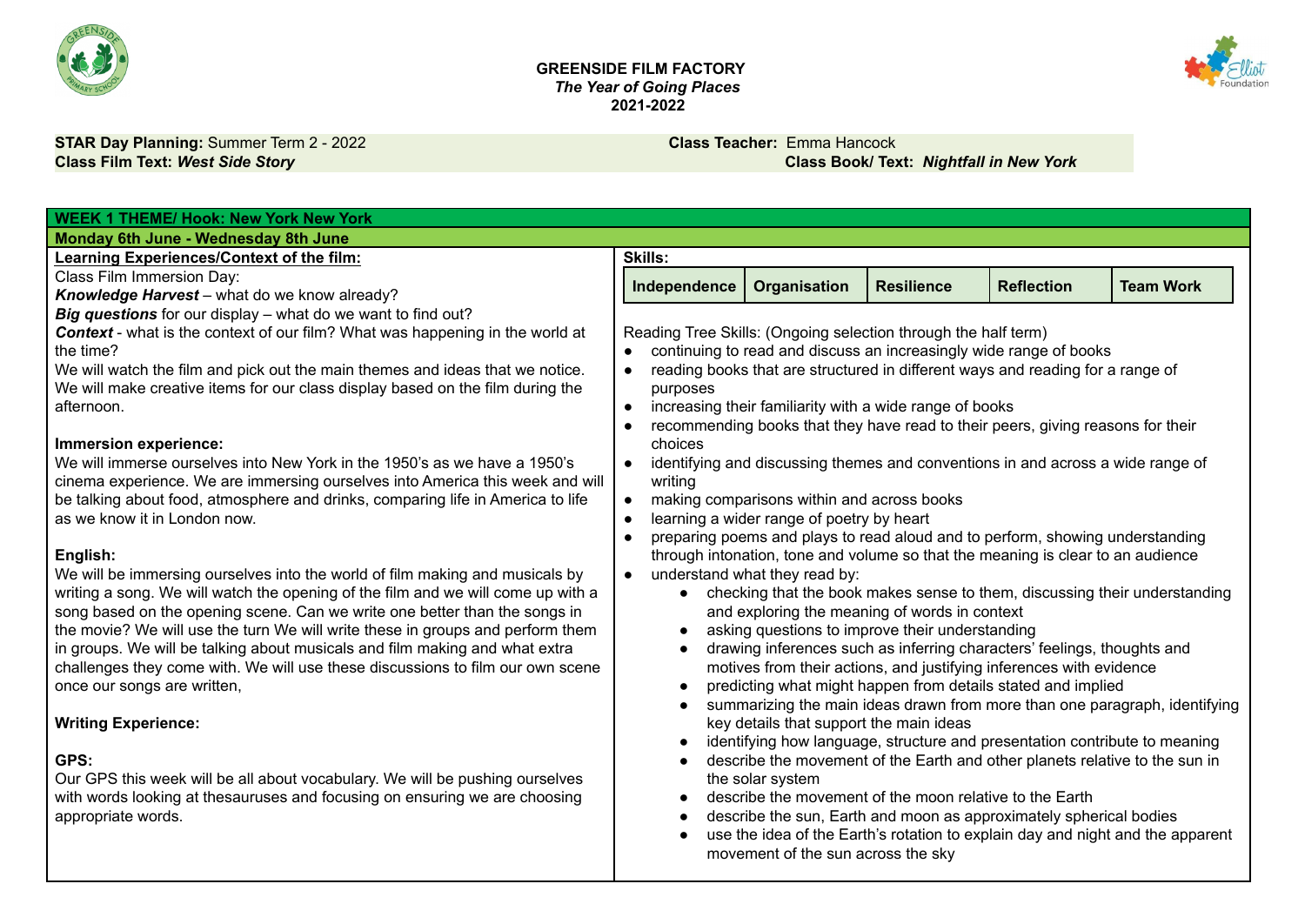**GREENSIDE FILM FACTORY**
*The Year of Going Places*
**2021-2022**

**STAR Day Planning:** Summer Term 2 - 2022
**Class Film Text:** ***West Side Story***

**Class Teacher:** Emma Hancock
**Class Book/ Text:** ***Nightfall in New York***

## WEEK 1 THEME/ Hook: New York New York

### Monday 6th June - Wednesday 8th June

**Learning Experiences/Context of the film:**

Class Film Immersion Day:
***Knowledge Harvest*** – what do we know already?
***Big questions*** for our display – what do we want to find out?
***Context*** - what is the context of our film? What was happening in the world at the time?
We will watch the film and pick out the main themes and ideas that we notice. We will make creative items for our class display based on the film during the afternoon.

**Immersion experience:**
We will immerse ourselves into New York in the 1950's as we have a 1950's cinema experience. We are immersing ourselves into America this week and will be talking about food, atmosphere and drinks, comparing life in America to life as we know it in London now.

**English:**
We will be immersing ourselves into the world of film making and musicals by writing a song. We will watch the opening of the film and we will come up with a song based on the opening scene. Can we write one better than the songs in the movie? We will use the turn We will write these in groups and perform them in groups. We will be talking about musicals and film making and what extra challenges they come with. We will use these discussions to film our own scene once our songs are written,

**Writing Experience:**

**GPS:**
Our GPS this week will be all about vocabulary. We will be pushing ourselves with words looking at thesauruses and focusing on ensuring we are choosing appropriate words.

**Skills:**

| Independence | Organisation | Resilience | Reflection | Team Work |
|---|---|---|---|---|

Reading Tree Skills: (Ongoing selection through the half term)

- continuing to read and discuss an increasingly wide range of books
- reading books that are structured in different ways and reading for a range of purposes
- increasing their familiarity with a wide range of books
- recommending books that they have read to their peers, giving reasons for their choices
- identifying and discussing themes and conventions in and across a wide range of writing
- making comparisons within and across books
- learning a wider range of poetry by heart
- preparing poems and plays to read aloud and to perform, showing understanding through intonation, tone and volume so that the meaning is clear to an audience
- understand what they read by:
  - checking that the book makes sense to them, discussing their understanding and exploring the meaning of words in context
  - asking questions to improve their understanding
  - drawing inferences such as inferring characters' feelings, thoughts and motives from their actions, and justifying inferences with evidence
  - predicting what might happen from details stated and implied
  - summarizing the main ideas drawn from more than one paragraph, identifying key details that support the main ideas
  - identifying how language, structure and presentation contribute to meaning
  - describe the movement of the Earth and other planets relative to the sun in the solar system
  - describe the movement of the moon relative to the Earth
  - describe the sun, Earth and moon as approximately spherical bodies
  - use the idea of the Earth's rotation to explain day and night and the apparent movement of the sun across the sky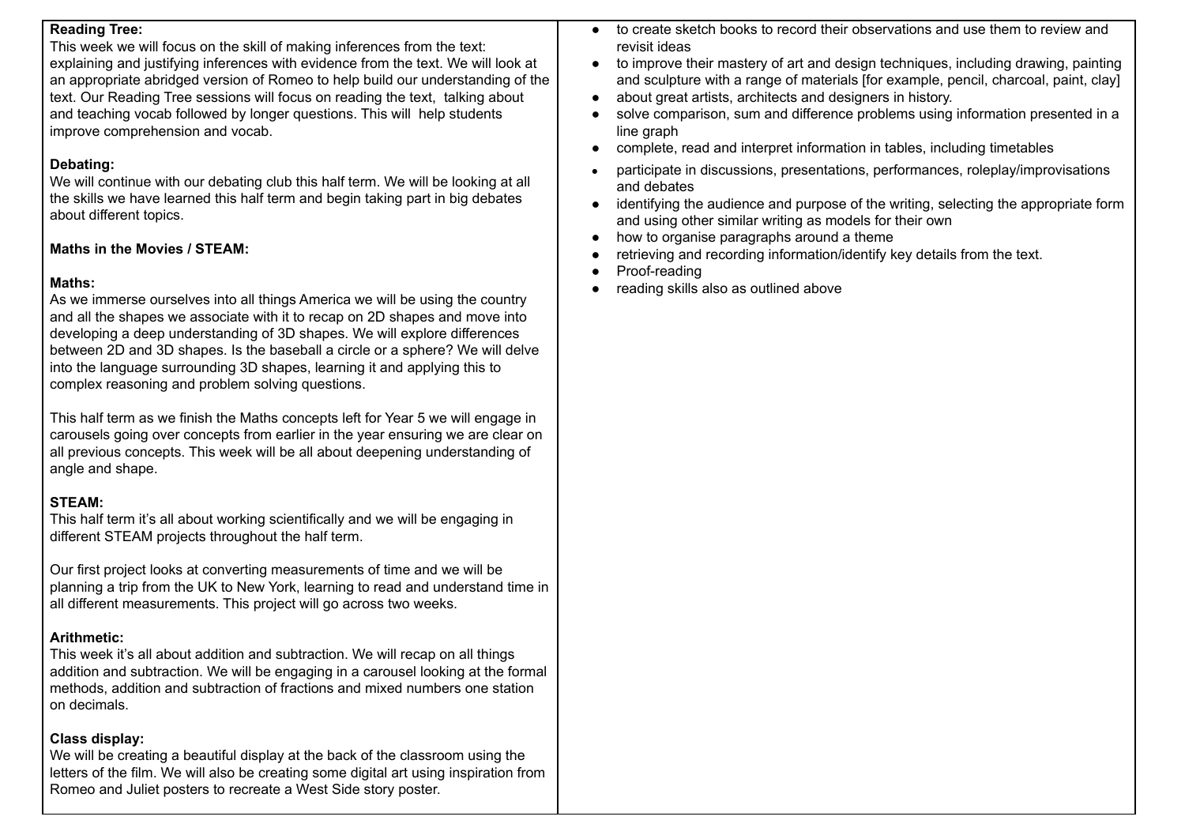**Reading Tree:**
This week we will focus on the skill of making inferences from the text: explaining and justifying inferences with evidence from the text. We will look at an appropriate abridged version of Romeo to help build our understanding of the text. Our Reading Tree sessions will focus on reading the text, talking about and teaching vocab followed by longer questions. This will help students improve comprehension and vocab.

**Debating:**
We will continue with our debating club this half term. We will be looking at all the skills we have learned this half term and begin taking part in big debates about different topics.

**Maths in the Movies / STEAM:**

**Maths:**
As we immerse ourselves into all things America we will be using the country and all the shapes we associate with it to recap on 2D shapes and move into developing a deep understanding of 3D shapes. We will explore differences between 2D and 3D shapes. Is the baseball a circle or a sphere? We will delve into the language surrounding 3D shapes, learning it and applying this to complex reasoning and problem solving questions.

This half term as we finish the Maths concepts left for Year 5 we will engage in carousels going over concepts from earlier in the year ensuring we are clear on all previous concepts. This week will be all about deepening understanding of angle and shape.

**STEAM:**
This half term it's all about working scientifically and we will be engaging in different STEAM projects throughout the half term.

Our first project looks at converting measurements of time and we will be planning a trip from the UK to New York, learning to read and understand time in all different measurements. This project will go across two weeks.

**Arithmetic:**
This week it's all about addition and subtraction. We will recap on all things addition and subtraction. We will be engaging in a carousel looking at the formal methods, addition and subtraction of fractions and mixed numbers one station on decimals.

**Class display:**
We will be creating a beautiful display at the back of the classroom using the letters of the film. We will also be creating some digital art using inspiration from Romeo and Juliet posters to recreate a West Side story poster.

- to create sketch books to record their observations and use them to review and revisit ideas
- to improve their mastery of art and design techniques, including drawing, painting and sculpture with a range of materials [for example, pencil, charcoal, paint, clay]
- about great artists, architects and designers in history.
- solve comparison, sum and difference problems using information presented in a line graph
- complete, read and interpret information in tables, including timetables
- participate in discussions, presentations, performances, roleplay/improvisations and debates
- identifying the audience and purpose of the writing, selecting the appropriate form and using other similar writing as models for their own
- how to organise paragraphs around a theme
- retrieving and recording information/identify key details from the text.
- Proof-reading
- reading skills also as outlined above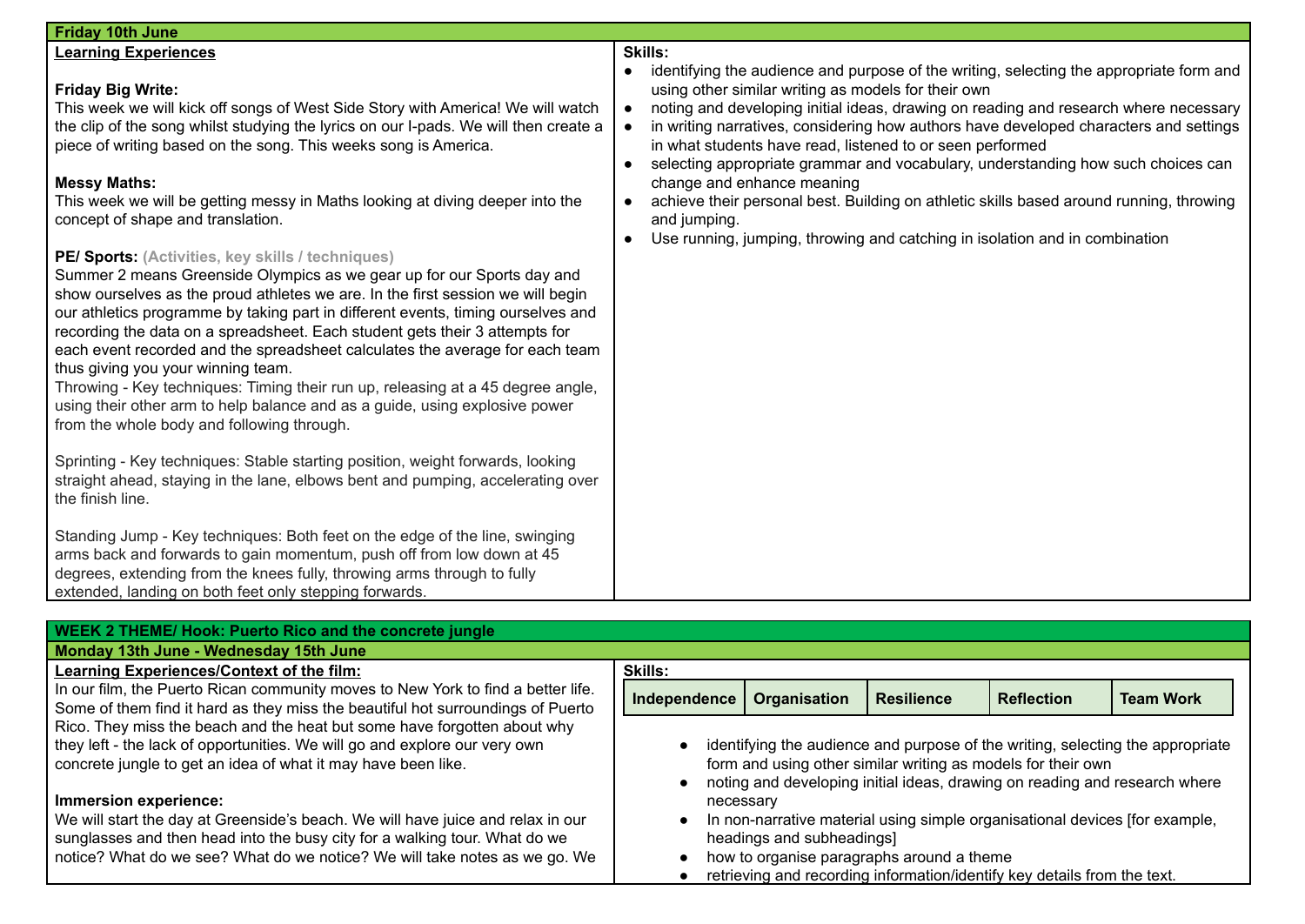| Friday 10th June | |
|---|---|
| **Learning Experiences**<br><br>**Friday Big Write:**<br>This week we will kick off songs of West Side Story with America! We will watch the clip of the song whilst studying the lyrics on our I-pads. We will then create a piece of writing based on the song. This weeks song is America.<br><br>**Messy Maths:**<br>This week we will be getting messy in Maths looking at diving deeper into the concept of shape and translation.<br><br>**PE/ Sports:** **(Activities, key skills / techniques)**<br>Summer 2 means Greenside Olympics as we gear up for our Sports day and show ourselves as the proud athletes we are. In the first session we will begin our athletics programme by taking part in different events, timing ourselves and recording the data on a spreadsheet. Each student gets their 3 attempts for each event recorded and the spreadsheet calculates the average for each team thus giving you your winning team.<br>Throwing - Key techniques: Timing their run up, releasing at a 45 degree angle, using their other arm to help balance and as a guide, using explosive power from the whole body and following through.<br><br>Sprinting - Key techniques: Stable starting position, weight forwards, looking straight ahead, staying in the lane, elbows bent and pumping, accelerating over the finish line.<br><br>Standing Jump - Key techniques: Both feet on the edge of the line, swinging arms back and forwards to gain momentum, push off from low down at 45 degrees, extending from the knees fully, throwing arms through to fully extended, landing on both feet only stepping forwards. | **Skills:**<br>• identifying the audience and purpose of the writing, selecting the appropriate form and using other similar writing as models for their own<br>• noting and developing initial ideas, drawing on reading and research where necessary<br>• in writing narratives, considering how authors have developed characters and settings in what students have read, listened to or seen performed<br>• selecting appropriate grammar and vocabulary, understanding how such choices can change and enhance meaning<br>• achieve their personal best. Building on athletic skills based around running, throwing and jumping.<br>• Use running, jumping, throwing and catching in isolation and in combination |

| WEEK 2 THEME/ Hook: Puerto Rico and the concrete jungle | |
|---|---|
| **Monday 13th June - Wednesday 15th June** | |
| **Learning Experiences/Context of the film:**<br>In our film, the Puerto Rican community moves to New York to find a better life. Some of them find it hard as they miss the beautiful hot surroundings of Puerto Rico. They miss the beach and the heat but some have forgotten about why they left - the lack of opportunities. We will go and explore our very own concrete jungle to get an idea of what it may have been like.<br><br>**Immersion experience:**<br>We will start the day at Greenside's beach. We will have juice and relax in our sunglasses and then head into the busy city for a walking tour. What do we notice? What do we see? What do we notice? We will take notes as we go. We | **Skills:**<br>**Independence** \| **Organisation** \| **Resilience** \| **Reflection** \| **Team Work**<br><br>• identifying the audience and purpose of the writing, selecting the appropriate form and using other similar writing as models for their own<br>• noting and developing initial ideas, drawing on reading and research where necessary<br>• In non-narrative material using simple organisational devices [for example, headings and subheadings]<br>• how to organise paragraphs around a theme<br>• retrieving and recording information/identify key details from the text. |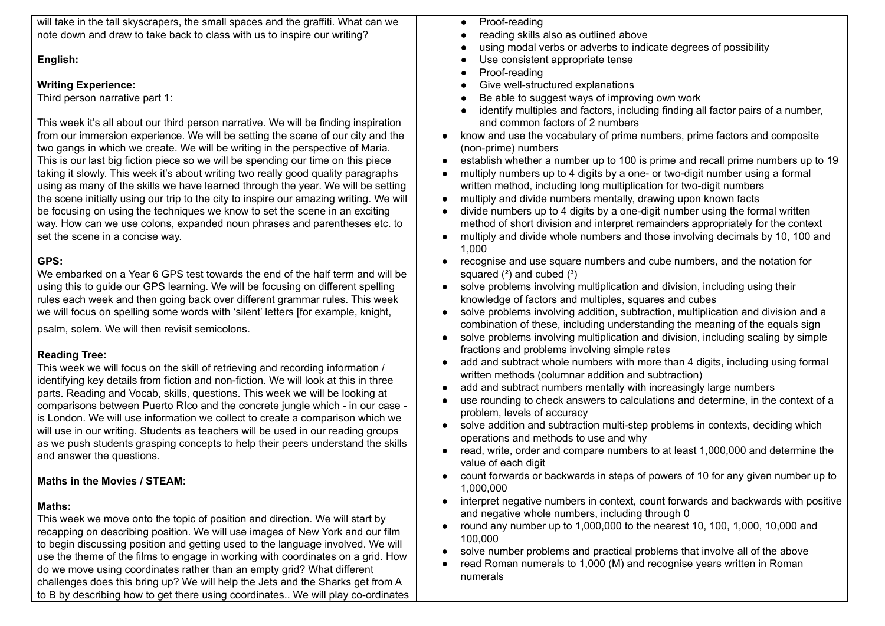will take in the tall skyscrapers, the small spaces and the graffiti. What can we note down and draw to take back to class with us to inspire our writing?

**English:**

**Writing Experience:**
Third person narrative part 1:

This week it's all about our third person narrative. We will be finding inspiration from our immersion experience. We will be setting the scene of our city and the two gangs in which we create. We will be writing in the perspective of Maria. This is our last big fiction piece so we will be spending our time on this piece taking it slowly. This week it's about writing two really good quality paragraphs using as many of the skills we have learned through the year. We will be setting the scene initially using our trip to the city to inspire our amazing writing. We will be focusing on using the techniques we know to set the scene in an exciting way. How can we use colons, expanded noun phrases and parentheses etc. to set the scene in a concise way.

**GPS:**
We embarked on a Year 6 GPS test towards the end of the half term and will be using this to guide our GPS learning. We will be focusing on different spelling rules each week and then going back over different grammar rules. This week we will focus on spelling some words with 'silent' letters [for example, knight, psalm, solem. We will then revisit semicolons.

**Reading Tree:**
This week we will focus on the skill of retrieving and recording information / identifying key details from fiction and non-fiction. We will look at this in three parts. Reading and Vocab, skills, questions. This week we will be looking at comparisons between Puerto RIco and the concrete jungle which - in our case - is London. We will use information we collect to create a comparison which we will use in our writing. Students as teachers will be used in our reading groups as we push students grasping concepts to help their peers understand the skills and answer the questions.

**Maths in the Movies / STEAM:**

**Maths:**
This week we move onto the topic of position and direction. We will start by recapping on describing position. We will use images of New York and our film to begin discussing position and getting used to the language involved. We will use the theme of the films to engage in working with coordinates on a grid. How do we move using coordinates rather than an empty grid? What different challenges does this bring up? We will help the Jets and the Sharks get from A to B by describing how to get there using coordinates.. We will play co-ordinates

- Proof-reading
- reading skills also as outlined above
- using modal verbs or adverbs to indicate degrees of possibility
- Use consistent appropriate tense
- Proof-reading
- Give well-structured explanations
- Be able to suggest ways of improving own work
- identify multiples and factors, including finding all factor pairs of a number, and common factors of 2 numbers
- know and use the vocabulary of prime numbers, prime factors and composite (non-prime) numbers
- establish whether a number up to 100 is prime and recall prime numbers up to 19
- multiply numbers up to 4 digits by a one- or two-digit number using a formal written method, including long multiplication for two-digit numbers
- multiply and divide numbers mentally, drawing upon known facts
- divide numbers up to 4 digits by a one-digit number using the formal written method of short division and interpret remainders appropriately for the context
- multiply and divide whole numbers and those involving decimals by 10, 100 and 1,000
- recognise and use square numbers and cube numbers, and the notation for squared ($^2$) and cubed ($^3$)
- solve problems involving multiplication and division, including using their knowledge of factors and multiples, squares and cubes
- solve problems involving addition, subtraction, multiplication and division and a combination of these, including understanding the meaning of the equals sign
- solve problems involving multiplication and division, including scaling by simple fractions and problems involving simple rates
- add and subtract whole numbers with more than 4 digits, including using formal written methods (columnar addition and subtraction)
- add and subtract numbers mentally with increasingly large numbers
- use rounding to check answers to calculations and determine, in the context of a problem, levels of accuracy
- solve addition and subtraction multi-step problems in contexts, deciding which operations and methods to use and why
- read, write, order and compare numbers to at least 1,000,000 and determine the value of each digit
- count forwards or backwards in steps of powers of 10 for any given number up to 1,000,000
- interpret negative numbers in context, count forwards and backwards with positive and negative whole numbers, including through 0
- round any number up to 1,000,000 to the nearest 10, 100, 1,000, 10,000 and 100,000
- solve number problems and practical problems that involve all of the above
- read Roman numerals to 1,000 (M) and recognise years written in Roman numerals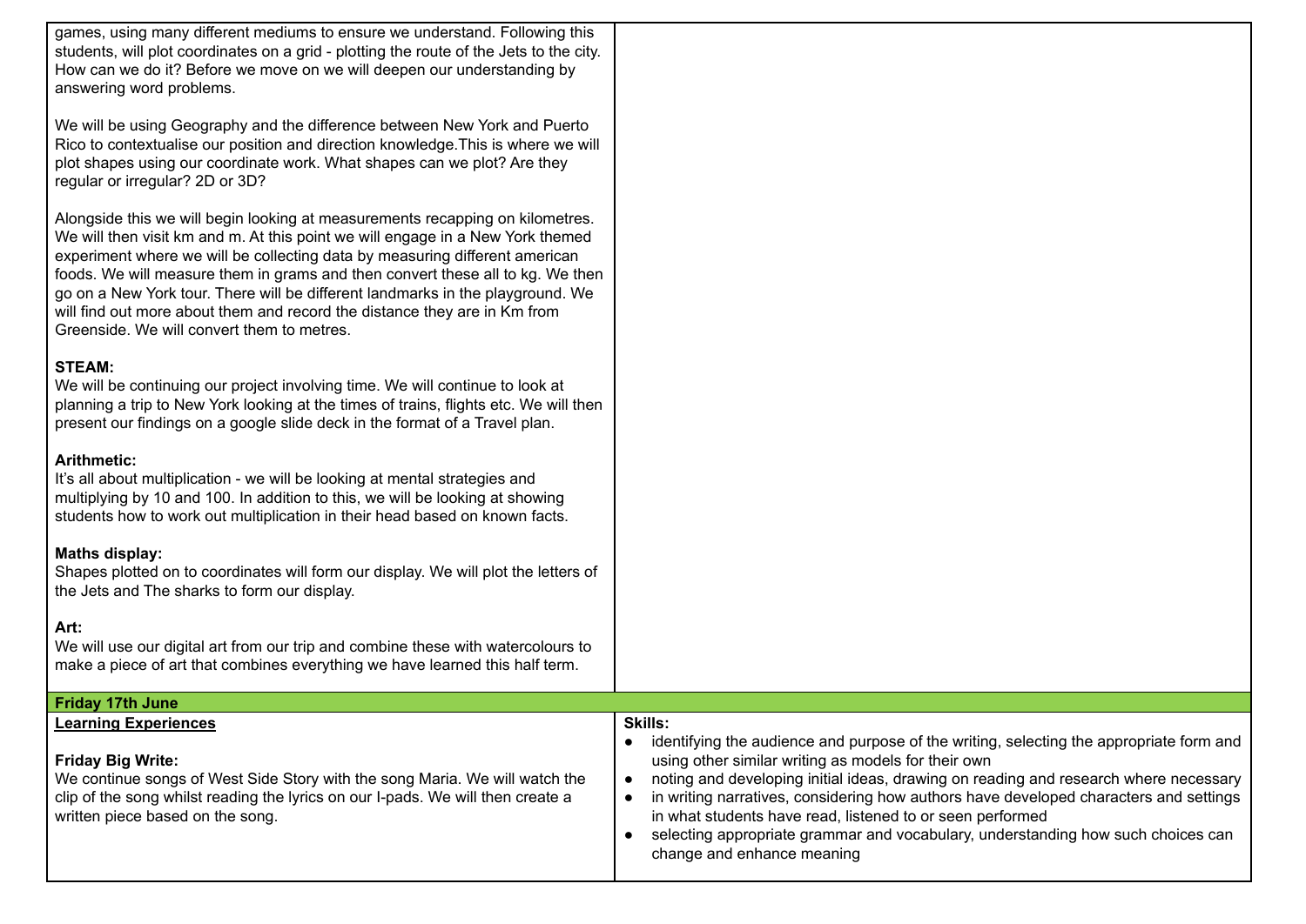games, using many different mediums to ensure we understand. Following this students, will plot coordinates on a grid - plotting the route of the Jets to the city. How can we do it? Before we move on we will deepen our understanding by answering word problems.

We will be using Geography and the difference between New York and Puerto Rico to contextualise our position and direction knowledge.This is where we will plot shapes using our coordinate work. What shapes can we plot? Are they regular or irregular? 2D or 3D?

Alongside this we will begin looking at measurements recapping on kilometres. We will then visit km and m. At this point we will engage in a New York themed experiment where we will be collecting data by measuring different american foods. We will measure them in grams and then convert these all to kg. We then go on a New York tour. There will be different landmarks in the playground. We will find out more about them and record the distance they are in Km from Greenside. We will convert them to metres.

**STEAM:**
We will be continuing our project involving time. We will continue to look at planning a trip to New York looking at the times of trains, flights etc. We will then present our findings on a google slide deck in the format of a Travel plan.

**Arithmetic:**
It's all about multiplication - we will be looking at mental strategies and multiplying by 10 and 100. In addition to this, we will be looking at showing students how to work out multiplication in their head based on known facts.

**Maths display:**
Shapes plotted on to coordinates will form our display. We will plot the letters of the Jets and The sharks to form our display.

**Art:**
We will use our digital art from our trip and combine these with watercolours to make a piece of art that combines everything we have learned this half term.

| **Friday 17th June** | |
|---|---|
| **<u>Learning Experiences</u>**<br><br>**Friday Big Write:**<br>We continue songs of West Side Story with the song Maria. We will watch the clip of the song whilst reading the lyrics on our I-pads. We will then create a written piece based on the song. | **Skills:**<br>● identifying the audience and purpose of the writing, selecting the appropriate form and using other similar writing as models for their own<br>● noting and developing initial ideas, drawing on reading and research where necessary<br>● in writing narratives, considering how authors have developed characters and settings in what students have read, listened to or seen performed<br>● selecting appropriate grammar and vocabulary, understanding how such choices can change and enhance meaning |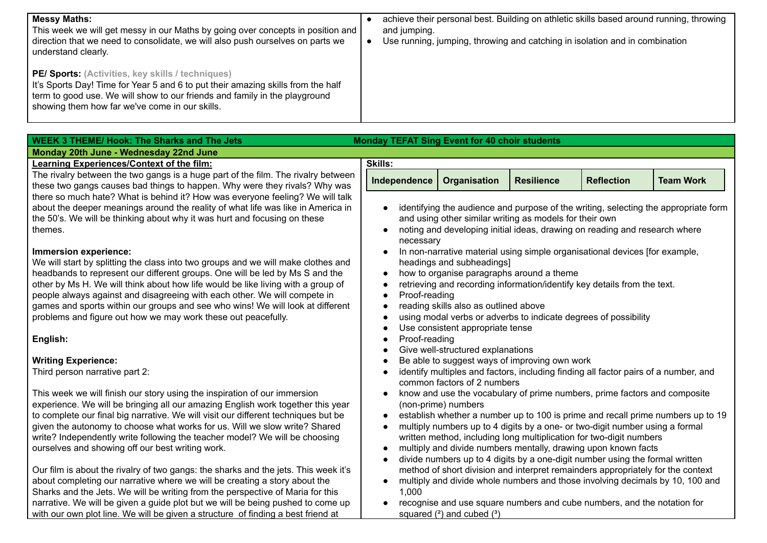| | |
|---|---|
| **Messy Maths:**<br>This week we will get messy in our Maths by going over concepts in position and direction that we need to consolidate, we will also push ourselves on parts we understand clearly.<br><br>**PE/ Sports:** **(Activities, key skills / techniques)**<br>It's Sports Day! Time for Year 5 and 6 to put their amazing skills from the half term to good use. We will show to our friends and family in the playground showing them how far we've come in our skills. | • achieve their personal best. Building on athletic skills based around running, throwing and jumping.<br>• Use running, jumping, throwing and catching in isolation and in combination |

**WEEK 3 THEME/ Hook: The Sharks and The Jets** — **Monday TEFAT Sing Event for 40 choir students**

**Monday 20th June - Wednesday 22nd June**

**Learning Experiences/Context of the film:**

The rivalry between the two gangs is a huge part of the film. The rivalry between these two gangs causes bad things to happen. Why were they rivals? Why was there so much hate? What is behind it? How was everyone feeling? We will talk about the deeper meanings around the reality of what life was like in America in the 50's. We will be thinking about why it was hurt and focusing on these themes.

**Immersion experience:**

We will start by splitting the class into two groups and we will make clothes and headbands to represent our different groups. One will be led by Ms S and the other by Ms H. We will think about how life would be like living with a group of people always against and disagreeing with each other. We will compete in games and sports within our groups and see who wins! We will look at different problems and figure out how we may work these out peacefully.

**English:**

**Writing Experience:**

Third person narrative part 2:

This week we will finish our story using the inspiration of our immersion experience. We will be bringing all our amazing English work together this year to complete our final big narrative. We will visit our different techniques but be given the autonomy to choose what works for us. Will we slow write? Shared write? Independently write following the teacher model? We will be choosing ourselves and showing off our best writing work.

Our film is about the rivalry of two gangs: the sharks and the jets. This week it's about completing our narrative where we will be creating a story about the Sharks and the Jets. We will be writing from the perspective of Maria for this narrative. We will be given a guide plot but we will be being pushed to come up with our own plot line. We will be given a structure of finding a best friend at

**Skills:**

| Independence | Organisation | Resilience | Reflection | Team Work |
|---|---|---|---|---|

- identifying the audience and purpose of the writing, selecting the appropriate form and using other similar writing as models for their own
- noting and developing initial ideas, drawing on reading and research where necessary
- In non-narrative material using simple organisational devices [for example, headings and subheadings]
- how to organise paragraphs around a theme
- retrieving and recording information/identify key details from the text.
- Proof-reading
- reading skills also as outlined above
- using modal verbs or adverbs to indicate degrees of possibility
- Use consistent appropriate tense
- Proof-reading
- Give well-structured explanations
- Be able to suggest ways of improving own work
- identify multiples and factors, including finding all factor pairs of a number, and common factors of 2 numbers
- know and use the vocabulary of prime numbers, prime factors and composite (non-prime) numbers
- establish whether a number up to 100 is prime and recall prime numbers up to 19
- multiply numbers up to 4 digits by a one- or two-digit number using a formal written method, including long multiplication for two-digit numbers
- multiply and divide numbers mentally, drawing upon known facts
- divide numbers up to 4 digits by a one-digit number using the formal written method of short division and interpret remainders appropriately for the context
- multiply and divide whole numbers and those involving decimals by 10, 100 and 1,000
- recognise and use square numbers and cube numbers, and the notation for squared ($^2$) and cubed ($^3$)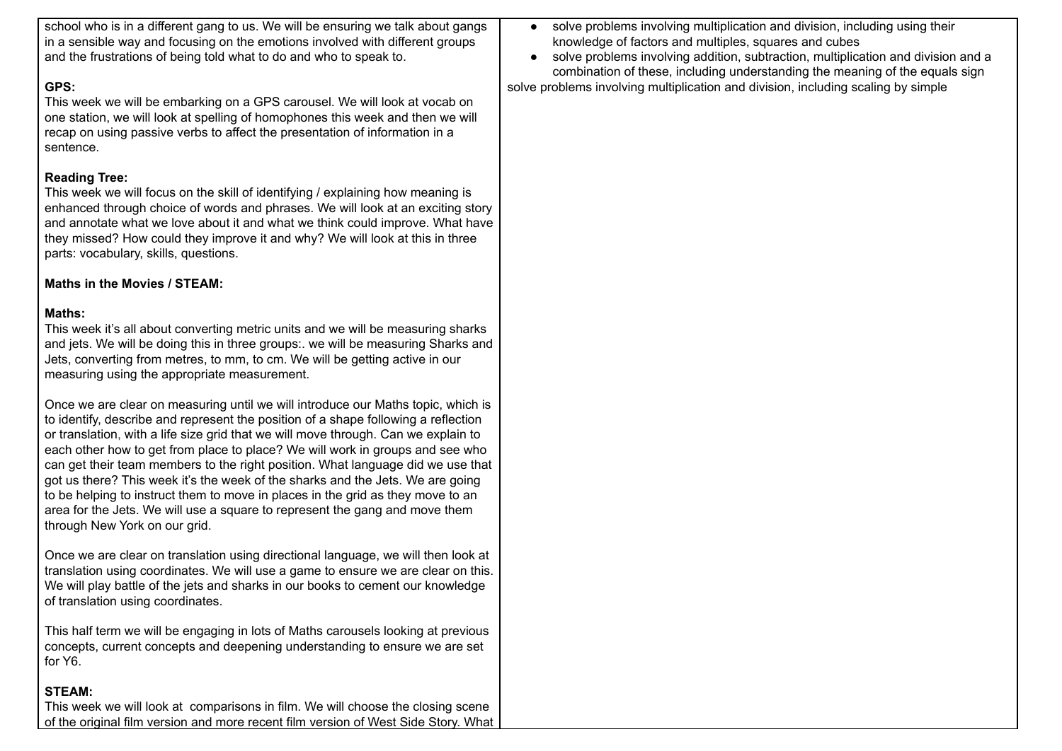school who is in a different gang to us. We will be ensuring we talk about gangs in a sensible way and focusing on the emotions involved with different groups and the frustrations of being told what to do and who to speak to.

**GPS:**
This week we will be embarking on a GPS carousel. We will look at vocab on one station, we will look at spelling of homophones this week and then we will recap on using passive verbs to affect the presentation of information in a sentence.

**Reading Tree:**
This week we will focus on the skill of identifying / explaining how meaning is enhanced through choice of words and phrases. We will look at an exciting story and annotate what we love about it and what we think could improve. What have they missed? How could they improve it and why? We will look at this in three parts: vocabulary, skills, questions.

**Maths in the Movies / STEAM:**

**Maths:**
This week it's all about converting metric units and we will be measuring sharks and jets. We will be doing this in three groups:. we will be measuring Sharks and Jets, converting from metres, to mm, to cm. We will be getting active in our measuring using the appropriate measurement.

Once we are clear on measuring until we will introduce our Maths topic, which is to identify, describe and represent the position of a shape following a reflection or translation, with a life size grid that we will move through. Can we explain to each other how to get from place to place? We will work in groups and see who can get their team members to the right position. What language did we use that got us there? This week it's the week of the sharks and the Jets. We are going to be helping to instruct them to move in places in the grid as they move to an area for the Jets. We will use a square to represent the gang and move them through New York on our grid.

Once we are clear on translation using directional language, we will then look at translation using coordinates. We will use a game to ensure we are clear on this. We will play battle of the jets and sharks in our books to cement our knowledge of translation using coordinates.

This half term we will be engaging in lots of Maths carousels looking at previous concepts, current concepts and deepening understanding to ensure we are set for Y6.

**STEAM:**
This week we will look at comparisons in film. We will choose the closing scene of the original film version and more recent film version of West Side Story. What

- solve problems involving multiplication and division, including using their knowledge of factors and multiples, squares and cubes
- solve problems involving addition, subtraction, multiplication and division and a combination of these, including understanding the meaning of the equals sign

solve problems involving multiplication and division, including scaling by simple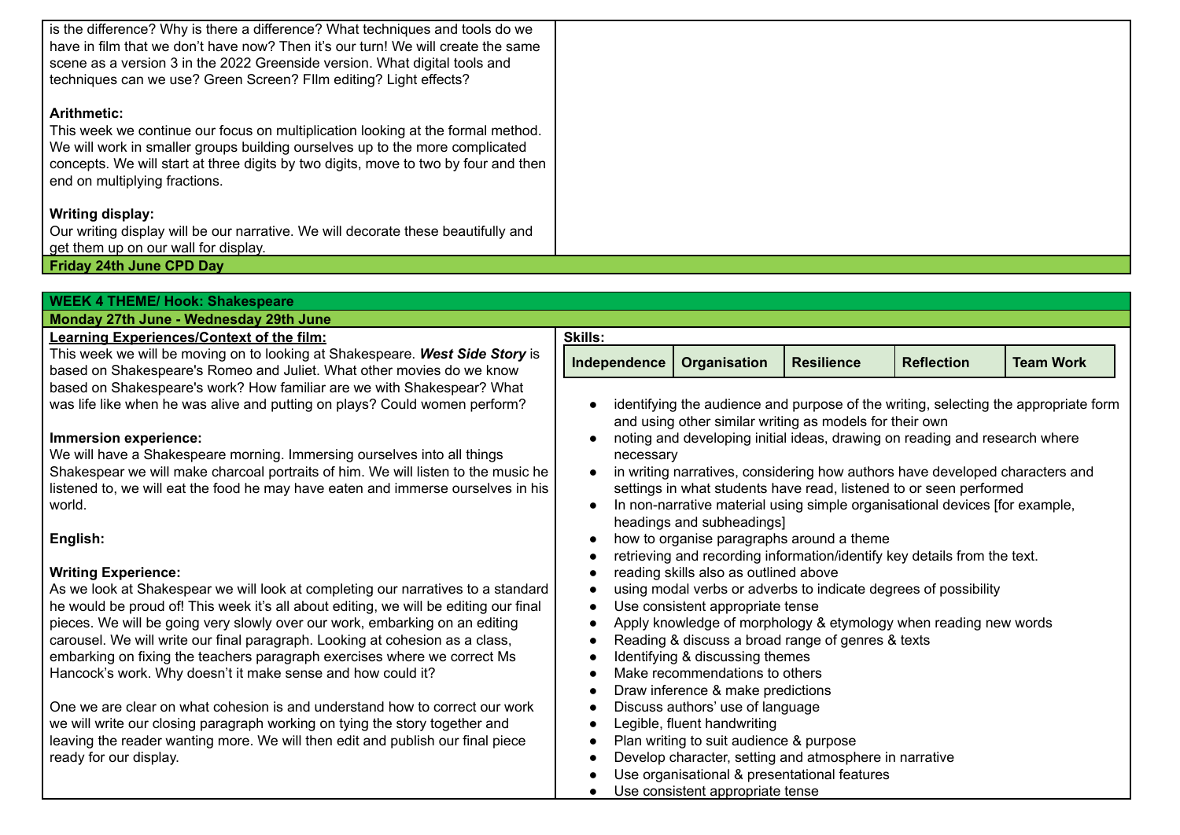is the difference? Why is there a difference? What techniques and tools do we have in film that we don't have now? Then it's our turn! We will create the same scene as a version 3 in the 2022 Greenside version. What digital tools and techniques can we use? Green Screen? FIlm editing? Light effects?

**Arithmetic:**
This week we continue our focus on multiplication looking at the formal method. We will work in smaller groups building ourselves up to the more complicated concepts. We will start at three digits by two digits, move to two by four and then end on multiplying fractions.

**Writing display:**
Our writing display will be our narrative. We will decorate these beautifully and get them up on our wall for display.

**Friday 24th June CPD Day**

**WEEK 4 THEME/ Hook: Shakespeare**

**Monday 27th June - Wednesday 29th June**

**Learning Experiences/Context of the film:**
This week we will be moving on to looking at Shakespeare. ***West Side Story*** is based on Shakespeare's Romeo and Juliet. What other movies do we know based on Shakespeare's work? How familiar are we with Shakespear? What was life like when he was alive and putting on plays? Could women perform?

**Immersion experience:**
We will have a Shakespeare morning. Immersing ourselves into all things Shakespear we will make charcoal portraits of him. We will listen to the music he listened to, we will eat the food he may have eaten and immerse ourselves in his world.

**English:**

**Writing Experience:**
As we look at Shakespear we will look at completing our narratives to a standard he would be proud of! This week it's all about editing, we will be editing our final pieces. We will be going very slowly over our work, embarking on an editing carousel. We will write our final paragraph. Looking at cohesion as a class, embarking on fixing the teachers paragraph exercises where we correct Ms Hancock's work. Why doesn't it make sense and how could it?

One we are clear on what cohesion is and understand how to correct our work we will write our closing paragraph working on tying the story together and leaving the reader wanting more. We will then edit and publish our final piece ready for our display.

**Skills:**

| Independence | Organisation | Resilience | Reflection | Team Work |
|---|---|---|---|---|

- identifying the audience and purpose of the writing, selecting the appropriate form and using other similar writing as models for their own
- noting and developing initial ideas, drawing on reading and research where necessary
- in writing narratives, considering how authors have developed characters and settings in what students have read, listened to or seen performed
- In non-narrative material using simple organisational devices [for example, headings and subheadings]
- how to organise paragraphs around a theme
- retrieving and recording information/identify key details from the text.
- reading skills also as outlined above
- using modal verbs or adverbs to indicate degrees of possibility
- Use consistent appropriate tense
- Apply knowledge of morphology & etymology when reading new words
- Reading & discuss a broad range of genres & texts
- Identifying & discussing themes
- Make recommendations to others
- Draw inference & make predictions
- Discuss authors' use of language
- Legible, fluent handwriting
- Plan writing to suit audience & purpose
- Develop character, setting and atmosphere in narrative
- Use organisational & presentational features
- Use consistent appropriate tense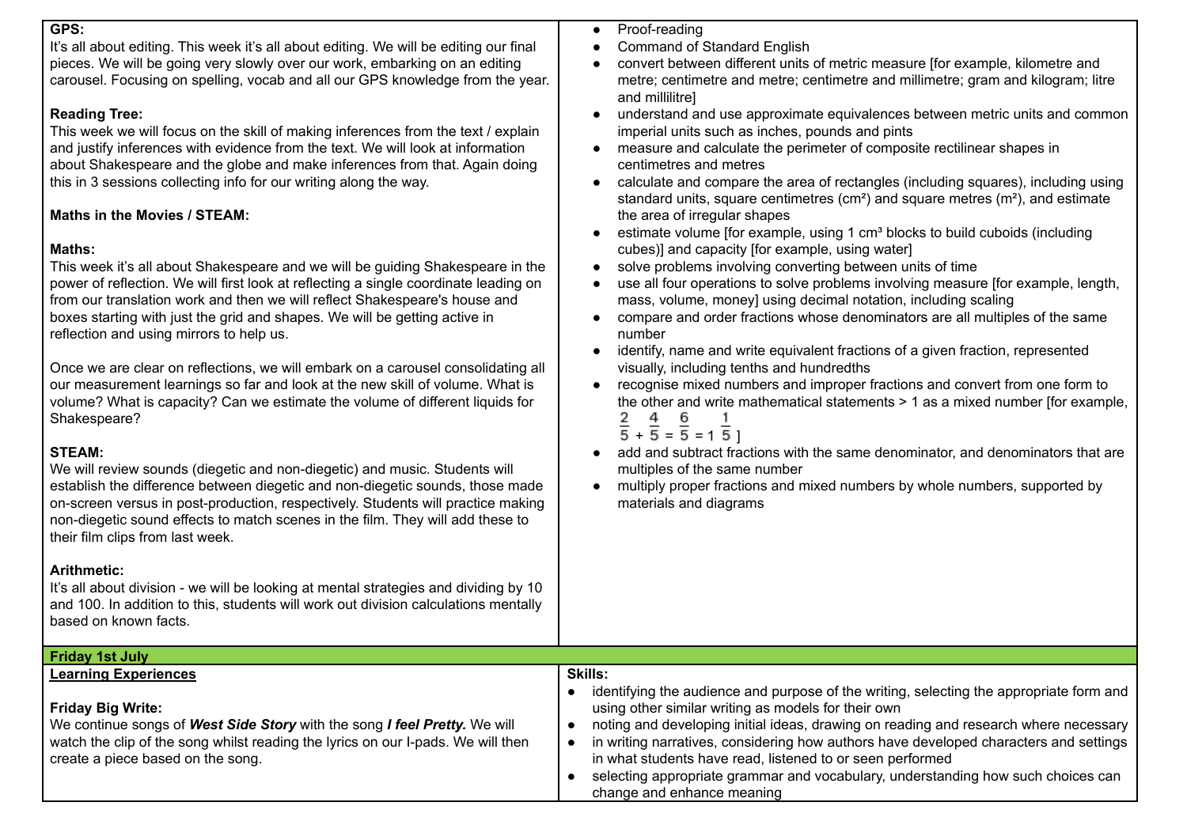**GPS:**
It's all about editing. This week it's all about editing. We will be editing our final pieces. We will be going very slowly over our work, embarking on an editing carousel. Focusing on spelling, vocab and all our GPS knowledge from the year.

**Reading Tree:**
This week we will focus on the skill of making inferences from the text / explain and justify inferences with evidence from the text. We will look at information about Shakespeare and the globe and make inferences from that. Again doing this in 3 sessions collecting info for our writing along the way.

**Maths in the Movies / STEAM:**

**Maths:**
This week it's all about Shakespeare and we will be guiding Shakespeare in the power of reflection. We will first look at reflecting a single coordinate leading on from our translation work and then we will reflect Shakespeare's house and boxes starting with just the grid and shapes. We will be getting active in reflection and using mirrors to help us.

Once we are clear on reflections, we will embark on a carousel consolidating all our measurement learnings so far and look at the new skill of volume. What is volume? What is capacity? Can we estimate the volume of different liquids for Shakespeare?

**STEAM:**
We will review sounds (diegetic and non-diegetic) and music. Students will establish the difference between diegetic and non-diegetic sounds, those made on-screen versus in post-production, respectively. Students will practice making non-diegetic sound effects to match scenes in the film. They will add these to their film clips from last week.

**Arithmetic:**
It's all about division - we will be looking at mental strategies and dividing by 10 and 100. In addition to this, students will work out division calculations mentally based on known facts.

- Proof-reading
- Command of Standard English
- convert between different units of metric measure [for example, kilometre and metre; centimetre and metre; centimetre and millimetre; gram and kilogram; litre and millilitre]
- understand and use approximate equivalences between metric units and common imperial units such as inches, pounds and pints
- measure and calculate the perimeter of composite rectilinear shapes in centimetres and metres
- calculate and compare the area of rectangles (including squares), including using standard units, square centimetres ($cm^2$) and square metres ($m^2$), and estimate the area of irregular shapes
- estimate volume [for example, using 1 $cm^3$ blocks to build cuboids (including cubes)] and capacity [for example, using water]
- solve problems involving converting between units of time
- use all four operations to solve problems involving measure [for example, length, mass, volume, money] using decimal notation, including scaling
- compare and order fractions whose denominators are all multiples of the same number
- identify, name and write equivalent fractions of a given fraction, represented visually, including tenths and hundredths
- recognise mixed numbers and improper fractions and convert from one form to the other and write mathematical statements > 1 as a mixed number [for example, $\frac{2}{5} + \frac{4}{5} = \frac{6}{5} = 1\frac{1}{5}$ ]
- add and subtract fractions with the same denominator, and denominators that are multiples of the same number
- multiply proper fractions and mixed numbers by whole numbers, supported by materials and diagrams

## Friday 1st July

**Learning Experiences**

**Friday Big Write:**
We continue songs of ***West Side Story*** with the song ***I feel Pretty.*** We will watch the clip of the song whilst reading the lyrics on our I-pads. We will then create a piece based on the song.

**Skills:**

- identifying the audience and purpose of the writing, selecting the appropriate form and using other similar writing as models for their own
- noting and developing initial ideas, drawing on reading and research where necessary
- in writing narratives, considering how authors have developed characters and settings in what students have read, listened to or seen performed
- selecting appropriate grammar and vocabulary, understanding how such choices can change and enhance meaning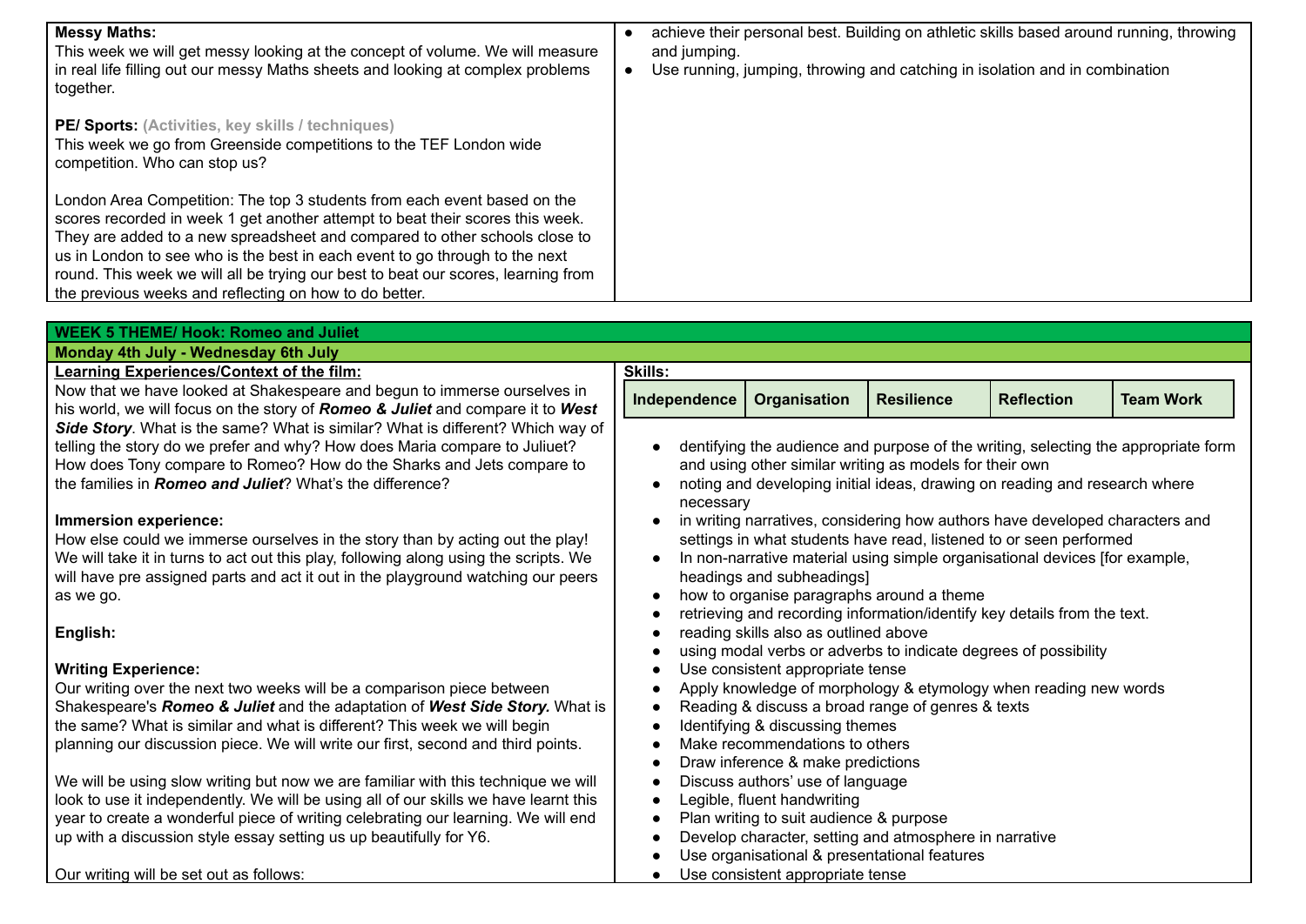| **Messy Maths:**<br>This week we will get messy looking at the concept of volume. We will measure in real life filling out our messy Maths sheets and looking at complex problems together.<br><br>**PE/ Sports:** **(Activities, key skills / techniques)**<br>This week we go from Greenside competitions to the TEF London wide competition. Who can stop us?<br><br>London Area Competition: The top 3 students from each event based on the scores recorded in week 1 get another attempt to beat their scores this week. They are added to a new spreadsheet and compared to other schools close to us in London to see who is the best in each event to go through to the next round. This week we will all be trying our best to beat our scores, learning from the previous weeks and reflecting on how to do better. | • achieve their personal best. Building on athletic skills based around running, throwing and jumping.<br>• Use running, jumping, throwing and catching in isolation and in combination |
|---|---|

**WEEK 5 THEME/ Hook: Romeo and Juliet**

**Monday 4th July - Wednesday 6th July**

| **Learning Experiences/Context of the film:**<br>Now that we have looked at Shakespeare and begun to immerse ourselves in his world, we will focus on the story of ***Romeo & Juliet*** and compare it to ***West Side Story***. What is the same? What is similar? What is different? Which way of telling the story do we prefer and why? How does Maria compare to Juliuet? How does Tony compare to Romeo? How do the Sharks and Jets compare to the families in ***Romeo and Juliet***? What's the difference?<br><br>**Immersion experience:**<br>How else could we immerse ourselves in the story than by acting out the play! We will take it in turns to act out this play, following along using the scripts. We will have pre assigned parts and act it out in the playground watching our peers as we go.<br><br>**English:**<br><br>**Writing Experience:**<br>Our writing over the next two weeks will be a comparison piece between Shakespeare's ***Romeo & Juliet*** and the adaptation of ***West Side Story.*** What is the same? What is similar and what is different? This week we will begin planning our discussion piece. We will write our first, second and third points.<br><br>We will be using slow writing but now we are familiar with this technique we will look to use it independently. We will be using all of our skills we have learnt this year to create a wonderful piece of writing celebrating our learning. We will end up with a discussion style essay setting us up beautifully for Y6.<br><br>Our writing will be set out as follows: | **Skills:**<br>**Independence** \| **Organisation** \| **Resilience** \| **Reflection** \| **Team Work**<br><br>• dentifying the audience and purpose of the writing, selecting the appropriate form and using other similar writing as models for their own<br>• noting and developing initial ideas, drawing on reading and research where necessary<br>• in writing narratives, considering how authors have developed characters and settings in what students have read, listened to or seen performed<br>• In non-narrative material using simple organisational devices [for example, headings and subheadings]<br>• how to organise paragraphs around a theme<br>• retrieving and recording information/identify key details from the text.<br>• reading skills also as outlined above<br>• using modal verbs or adverbs to indicate degrees of possibility<br>• Use consistent appropriate tense<br>• Apply knowledge of morphology & etymology when reading new words<br>• Reading & discuss a broad range of genres & texts<br>• Identifying & discussing themes<br>• Make recommendations to others<br>• Draw inference & make predictions<br>• Discuss authors' use of language<br>• Legible, fluent handwriting<br>• Plan writing to suit audience & purpose<br>• Develop character, setting and atmosphere in narrative<br>• Use organisational & presentational features<br>• Use consistent appropriate tense |
|---|---|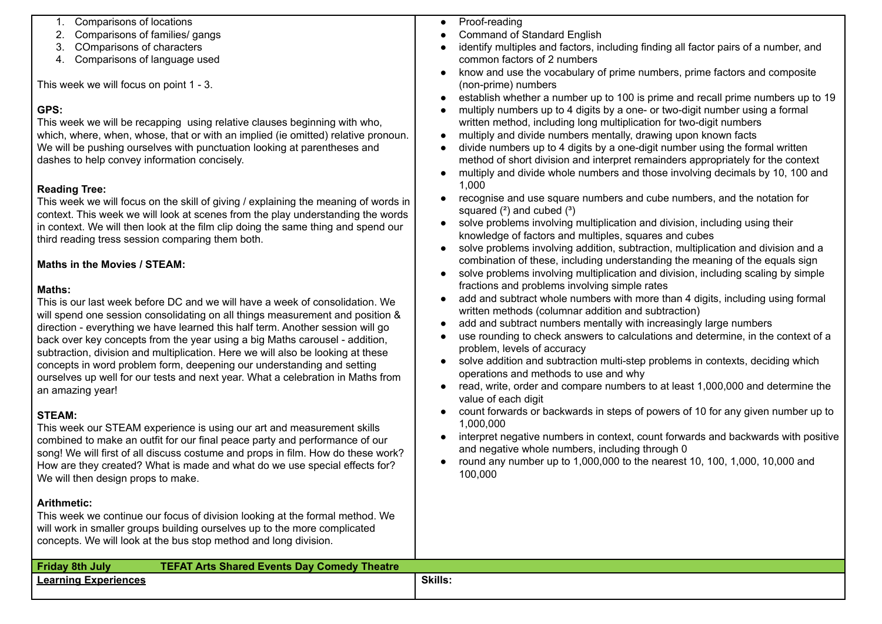| | |
|---|---|
| 1. Comparisons of locations<br>2. Comparisons of families/ gangs<br>3. COmparisons of characters<br>4. Comparisons of language used<br><br>This week we will focus on point 1 - 3.<br><br>**GPS:**<br>This week we will be recapping using relative clauses beginning with who, which, where, when, whose, that or with an implied (ie omitted) relative pronoun. We will be pushing ourselves with punctuation looking at parentheses and dashes to help convey information concisely.<br><br>**Reading Tree:**<br>This week we will focus on the skill of giving / explaining the meaning of words in context. This week we will look at scenes from the play understanding the words in context. We will then look at the film clip doing the same thing and spend our third reading tress session comparing them both.<br><br>**Maths in the Movies / STEAM:**<br><br>**Maths:**<br>This is our last week before DC and we will have a week of consolidation. We will spend one session consolidating on all things measurement and position & direction - everything we have learned this half term. Another session will go back over key concepts from the year using a big Maths carousel - addition, subtraction, division and multiplication. Here we will also be looking at these concepts in word problem form, deepening our understanding and setting ourselves up well for our tests and next year. What a celebration in Maths from an amazing year!<br><br>**STEAM:**<br>This week our STEAM experience is using our art and measurement skills combined to make an outfit for our final peace party and performance of our song! We will first of all discuss costume and props in film. How do these work? How are they created? What is made and what do we use special effects for? We will then design props to make.<br><br>**Arithmetic:**<br>This week we continue our focus of division looking at the formal method. We will work in smaller groups building ourselves up to the more complicated concepts. We will look at the bus stop method and long division. | • Proof-reading<br>• Command of Standard English<br>• identify multiples and factors, including finding all factor pairs of a number, and common factors of 2 numbers<br>• know and use the vocabulary of prime numbers, prime factors and composite (non-prime) numbers<br>• establish whether a number up to 100 is prime and recall prime numbers up to 19<br>• multiply numbers up to 4 digits by a one- or two-digit number using a formal written method, including long multiplication for two-digit numbers<br>• multiply and divide numbers mentally, drawing upon known facts<br>• divide numbers up to 4 digits by a one-digit number using the formal written method of short division and interpret remainders appropriately for the context<br>• multiply and divide whole numbers and those involving decimals by 10, 100 and 1,000<br>• recognise and use square numbers and cube numbers, and the notation for squared ($^2$) and cubed ($^3$)<br>• solve problems involving multiplication and division, including using their knowledge of factors and multiples, squares and cubes<br>• solve problems involving addition, subtraction, multiplication and division and a combination of these, including understanding the meaning of the equals sign<br>• solve problems involving multiplication and division, including scaling by simple fractions and problems involving simple rates<br>• add and subtract whole numbers with more than 4 digits, including using formal written methods (columnar addition and subtraction)<br>• add and subtract numbers mentally with increasingly large numbers<br>• use rounding to check answers to calculations and determine, in the context of a problem, levels of accuracy<br>• solve addition and subtraction multi-step problems in contexts, deciding which operations and methods to use and why<br>• read, write, order and compare numbers to at least 1,000,000 and determine the value of each digit<br>• count forwards or backwards in steps of powers of 10 for any given number up to 1,000,000<br>• interpret negative numbers in context, count forwards and backwards with positive and negative whole numbers, including through 0<br>• round any number up to 1,000,000 to the nearest 10, 100, 1,000, 10,000 and 100,000 |
| **Friday 8th July TEFAT Arts Shared Events Day Comedy Theatre** | |
| **Learning Experiences** | **Skills:** |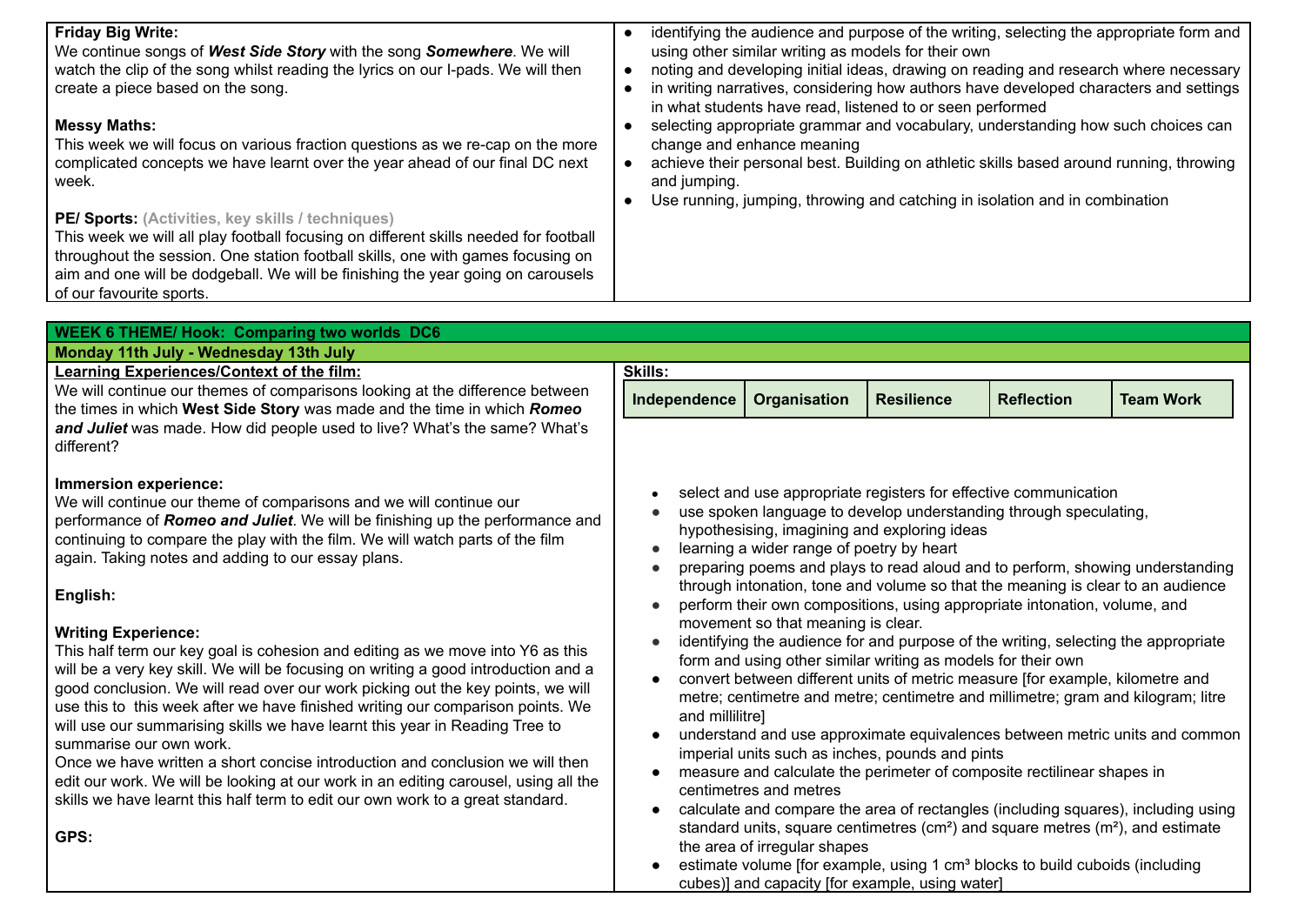| | |
|---|---|
| **Friday Big Write:**<br>We continue songs of ***West Side Story*** with the song ***Somewhere***. We will watch the clip of the song whilst reading the lyrics on our I-pads. We will then create a piece based on the song.<br><br>**Messy Maths:**<br>This week we will focus on various fraction questions as we re-cap on the more complicated concepts we have learnt over the year ahead of our final DC next week.<br><br>**PE/ Sports:** (Activities, key skills / techniques)<br>This week we will all play football focusing on different skills needed for football throughout the session. One station football skills, one with games focusing on aim and one will be dodgeball. We will be finishing the year going on carousels of our favourite sports. | • identifying the audience and purpose of the writing, selecting the appropriate form and using other similar writing as models for their own<br>• noting and developing initial ideas, drawing on reading and research where necessary<br>• in writing narratives, considering how authors have developed characters and settings in what students have read, listened to or seen performed<br>• selecting appropriate grammar and vocabulary, understanding how such choices can change and enhance meaning<br>• achieve their personal best. Building on athletic skills based around running, throwing and jumping.<br>• Use running, jumping, throwing and catching in isolation and in combination |

| **WEEK 6 THEME/ Hook: Comparing two worlds DC6** | |
|---|---|
| **Monday 11th July - Wednesday 13th July** | |
| **Learning Experiences/Context of the film:**<br>We will continue our themes of comparisons looking at the difference between the times in which **West Side Story** was made and the time in which ***Romeo and Juliet*** was made. How did people used to live? What's the same? What's different?<br><br>**Immersion experience:**<br>We will continue our theme of comparisons and we will continue our performance of ***Romeo and Juliet***. We will be finishing up the performance and continuing to compare the play with the film. We will watch parts of the film again. Taking notes and adding to our essay plans.<br><br>**English:**<br><br>**Writing Experience:**<br>This half term our key goal is cohesion and editing as we move into Y6 as this will be a very key skill. We will be focusing on writing a good introduction and a good conclusion. We will read over our work picking out the key points, we will use this to this week after we have finished writing our comparison points. We will use our summarising skills we have learnt this year in Reading Tree to summarise our own work.<br>Once we have written a short concise introduction and conclusion we will then edit our work. We will be looking at our work in an editing carousel, using all the skills we have learnt this half term to edit our own work to a great standard.<br><br>**GPS:** | **Skills:**<br>**Independence** \| **Organisation** \| **Resilience** \| **Reflection** \| **Team Work**<br><br>• select and use appropriate registers for effective communication<br>• use spoken language to develop understanding through speculating, hypothesising, imagining and exploring ideas<br>• learning a wider range of poetry by heart<br>• preparing poems and plays to read aloud and to perform, showing understanding through intonation, tone and volume so that the meaning is clear to an audience<br>• perform their own compositions, using appropriate intonation, volume, and movement so that meaning is clear.<br>• identifying the audience for and purpose of the writing, selecting the appropriate form and using other similar writing as models for their own<br>• convert between different units of metric measure [for example, kilometre and metre; centimetre and metre; centimetre and millimetre; gram and kilogram; litre and millilitre]<br>• understand and use approximate equivalences between metric units and common imperial units such as inches, pounds and pints<br>• measure and calculate the perimeter of composite rectilinear shapes in centimetres and metres<br>• calculate and compare the area of rectangles (including squares), including using standard units, square centimetres ($cm^2$) and square metres ($m^2$), and estimate the area of irregular shapes<br>• estimate volume [for example, using 1 $cm^3$ blocks to build cuboids (including cubes)] and capacity [for example, using water] |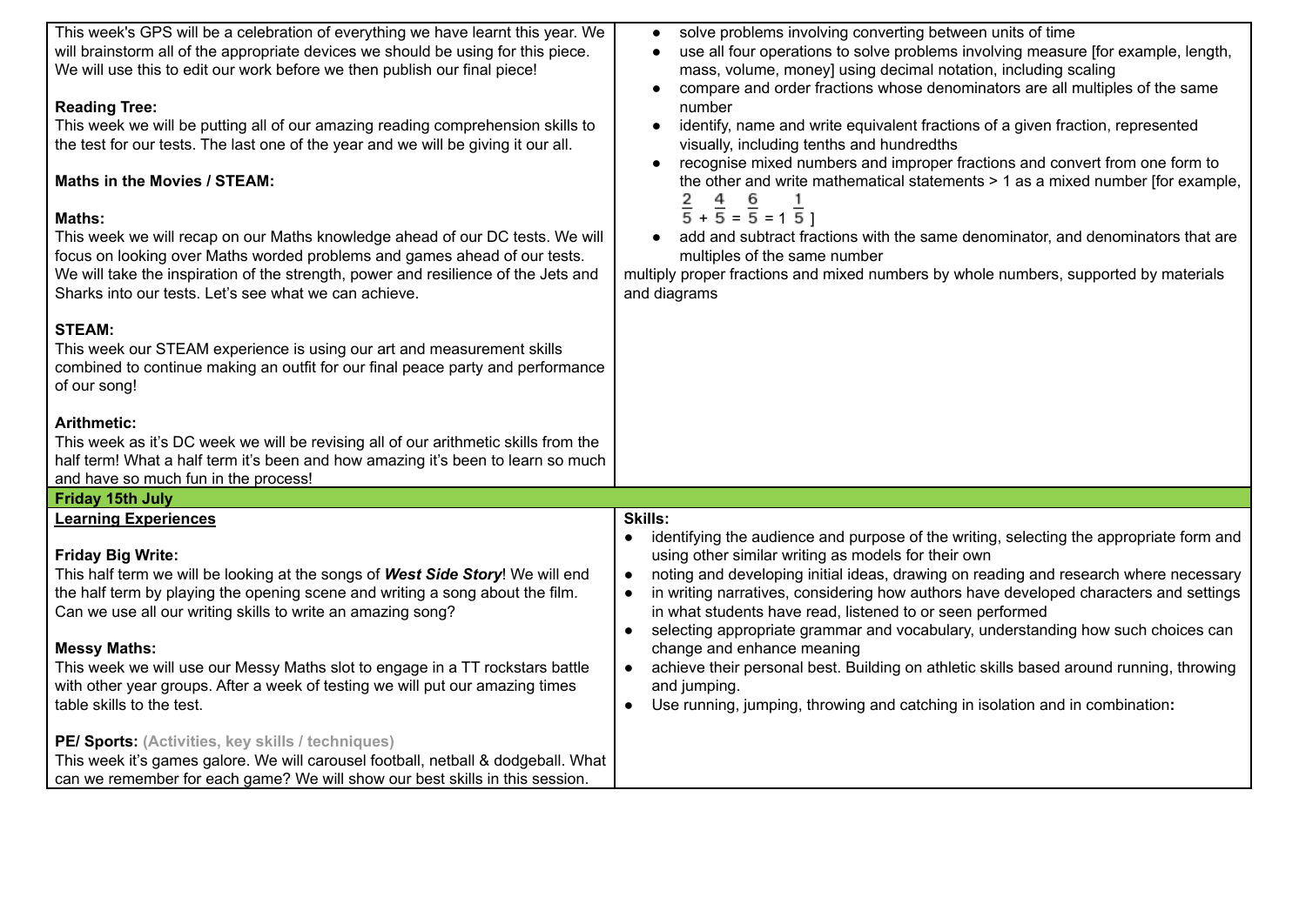| | |
|---|---|
| This week's GPS will be a celebration of everything we have learnt this year. We will brainstorm all of the appropriate devices we should be using for this piece. We will use this to edit our work before we then publish our final piece!<br><br>**Reading Tree:**<br>This week we will be putting all of our amazing reading comprehension skills to the test for our tests. The last one of the year and we will be giving it our all.<br><br>**Maths in the Movies / STEAM:**<br><br>**Maths:**<br>This week we will recap on our Maths knowledge ahead of our DC tests. We will focus on looking over Maths worded problems and games ahead of our tests. We will take the inspiration of the strength, power and resilience of the Jets and Sharks into our tests. Let's see what we can achieve.<br><br>**STEAM:**<br>This week our STEAM experience is using our art and measurement skills combined to continue making an outfit for our final peace party and performance of our song!<br><br>**Arithmetic:**<br>This week as it's DC week we will be revising all of our arithmetic skills from the half term! What a half term it's been and how amazing it's been to learn so much and have so much fun in the process! | • solve problems involving converting between units of time<br>• use all four operations to solve problems involving measure [for example, length, mass, volume, money] using decimal notation, including scaling<br>• compare and order fractions whose denominators are all multiples of the same number<br>• identify, name and write equivalent fractions of a given fraction, represented visually, including tenths and hundredths<br>• recognise mixed numbers and improper fractions and convert from one form to the other and write mathematical statements > 1 as a mixed number [for example, $\frac{2}{5} + \frac{4}{5} = \frac{6}{5} = 1\frac{1}{5}$]<br>• add and subtract fractions with the same denominator, and denominators that are multiples of the same number<br>multiply proper fractions and mixed numbers by whole numbers, supported by materials and diagrams |
| **Friday 15th July** | |
| **Learning Experiences**<br><br>**Friday Big Write:**<br>This half term we will be looking at the songs of ***West Side Story***! We will end the half term by playing the opening scene and writing a song about the film. Can we use all our writing skills to write an amazing song?<br><br>**Messy Maths:**<br>This week we will use our Messy Maths slot to engage in a TT rockstars battle with other year groups. After a week of testing we will put our amazing times table skills to the test.<br><br>**PE/ Sports:** **(Activities, key skills / techniques)**<br>This week it's games galore. We will carousel football, netball & dodgeball. What can we remember for each game? We will show our best skills in this session. | **Skills:**<br>• identifying the audience and purpose of the writing, selecting the appropriate form and using other similar writing as models for their own<br>• noting and developing initial ideas, drawing on reading and research where necessary<br>• in writing narratives, considering how authors have developed characters and settings in what students have read, listened to or seen performed<br>• selecting appropriate grammar and vocabulary, understanding how such choices can change and enhance meaning<br>• achieve their personal best. Building on athletic skills based around running, throwing and jumping.<br>• Use running, jumping, throwing and catching in isolation and in combination**:** |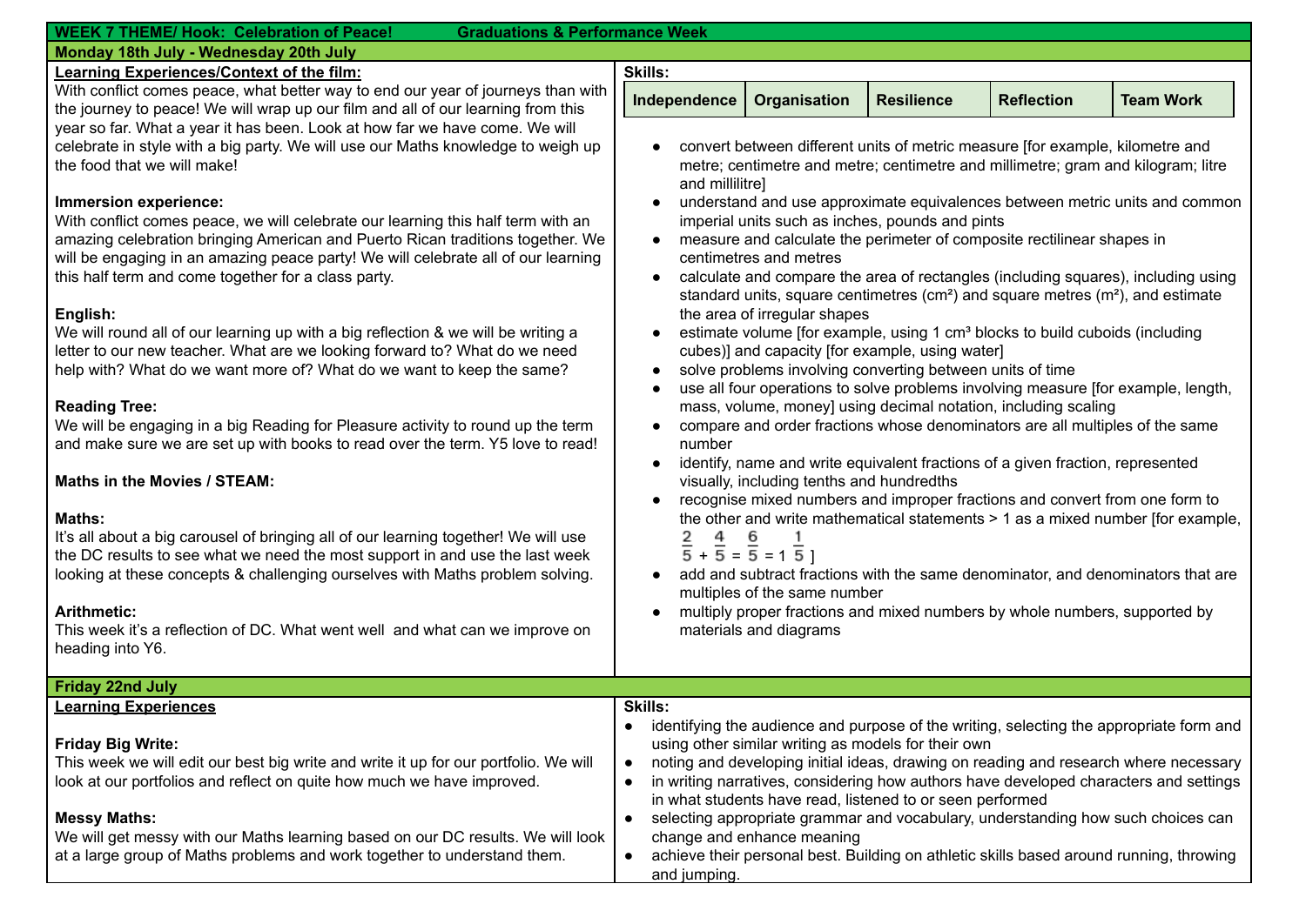**WEEK 7 THEME/ Hook: Celebration of Peace! Graduations & Performance Week**

**Monday 18th July - Wednesday 20th July**

**Learning Experiences/Context of the film:**

With conflict comes peace, what better way to end our year of journeys than with the journey to peace! We will wrap up our film and all of our learning from this year so far. What a year it has been. Look at how far we have come. We will celebrate in style with a big party. We will use our Maths knowledge to weigh up the food that we will make!

**Immersion experience:**

With conflict comes peace, we will celebrate our learning this half term with an amazing celebration bringing American and Puerto Rican traditions together. We will be engaging in an amazing peace party! We will celebrate all of our learning this half term and come together for a class party.

**English:**

We will round all of our learning up with a big reflection & we will be writing a letter to our new teacher. What are we looking forward to? What do we need help with? What do we want more of? What do we want to keep the same?

**Reading Tree:**

We will be engaging in a big Reading for Pleasure activity to round up the term and make sure we are set up with books to read over the term. Y5 love to read!

**Maths in the Movies / STEAM:**

**Maths:**

It's all about a big carousel of bringing all of our learning together! We will use the DC results to see what we need the most support in and use the last week looking at these concepts & challenging ourselves with Maths problem solving.

**Arithmetic:**

This week it's a reflection of DC. What went well and what can we improve on heading into Y6.

**Skills:**

| Independence | Organisation | Resilience | Reflection | Team Work |
|---|---|---|---|---|

- convert between different units of metric measure [for example, kilometre and metre; centimetre and metre; centimetre and millimetre; gram and kilogram; litre and millilitre]
- understand and use approximate equivalences between metric units and common imperial units such as inches, pounds and pints
- measure and calculate the perimeter of composite rectilinear shapes in centimetres and metres
- calculate and compare the area of rectangles (including squares), including using standard units, square centimetres ($cm^2$) and square metres ($m^2$), and estimate the area of irregular shapes
- estimate volume [for example, using 1 $cm^3$ blocks to build cuboids (including cubes)] and capacity [for example, using water]
- solve problems involving converting between units of time
- use all four operations to solve problems involving measure [for example, length, mass, volume, money] using decimal notation, including scaling
- compare and order fractions whose denominators are all multiples of the same number
- identify, name and write equivalent fractions of a given fraction, represented visually, including tenths and hundredths
- recognise mixed numbers and improper fractions and convert from one form to the other and write mathematical statements > 1 as a mixed number [for example, $\frac{2}{5} + \frac{4}{5} = \frac{6}{5} = 1\frac{1}{5}$ ]
- add and subtract fractions with the same denominator, and denominators that are multiples of the same number
- multiply proper fractions and mixed numbers by whole numbers, supported by materials and diagrams

**Friday 22nd July**

**Learning Experiences**

**Friday Big Write:**

This week we will edit our best big write and write it up for our portfolio. We will look at our portfolios and reflect on quite how much we have improved.

**Messy Maths:**

We will get messy with our Maths learning based on our DC results. We will look at a large group of Maths problems and work together to understand them.

**Skills:**

- identifying the audience and purpose of the writing, selecting the appropriate form and using other similar writing as models for their own
- noting and developing initial ideas, drawing on reading and research where necessary
- in writing narratives, considering how authors have developed characters and settings in what students have read, listened to or seen performed
- selecting appropriate grammar and vocabulary, understanding how such choices can change and enhance meaning
- achieve their personal best. Building on athletic skills based around running, throwing and jumping.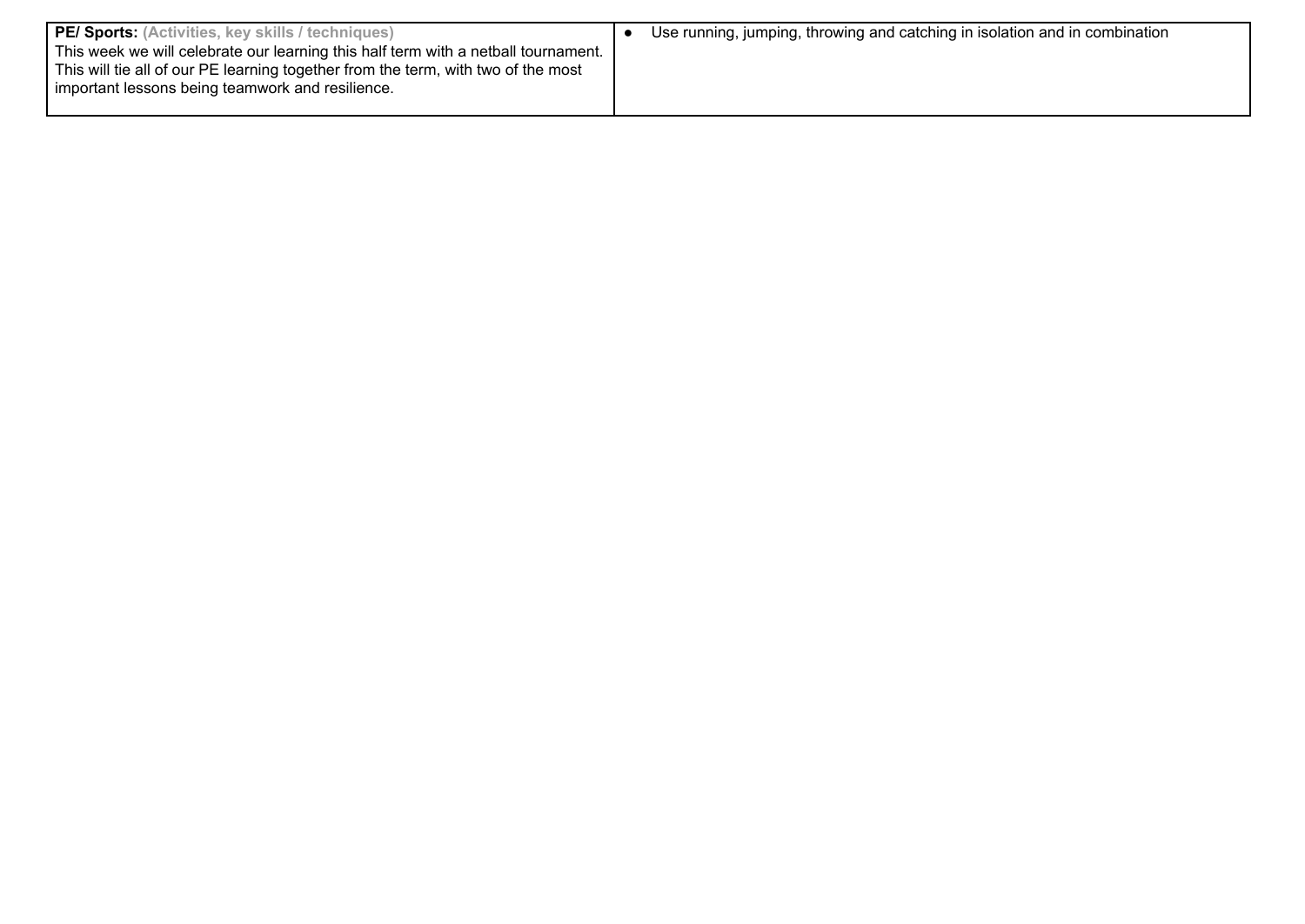| | |
|---|---|
| **PE/ Sports:** **(Activities, key skills / techniques)**<br>This week we will celebrate our learning this half term with a netball tournament. This will tie all of our PE learning together from the term, with two of the most important lessons being teamwork and resilience. | • Use running, jumping, throwing and catching in isolation and in combination |